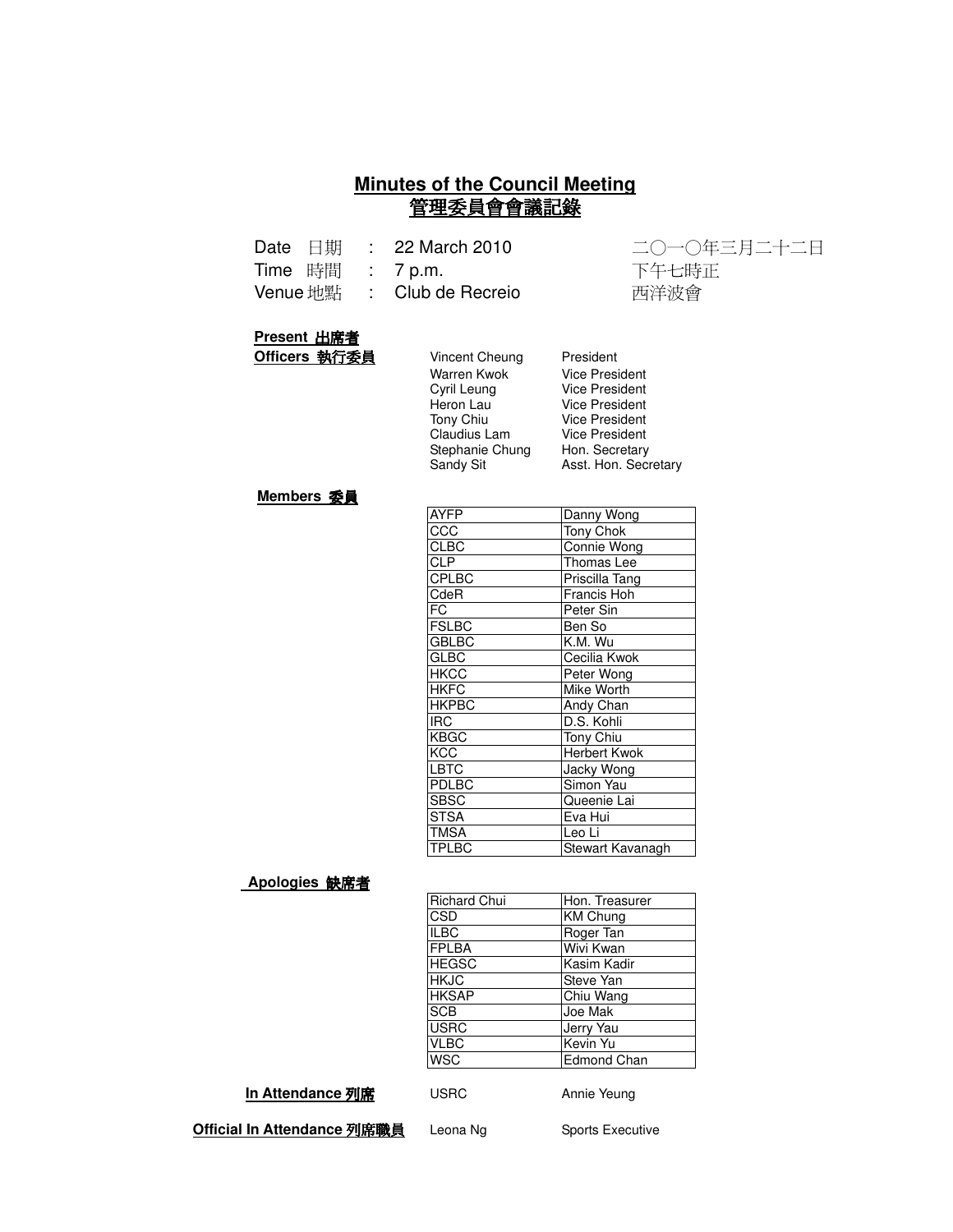# Minutes of the Council Meeting
# 管理委員會會議記錄

| | | | |
|---|---|---|---|
| Date 日期 | : | 22 March 2010 | 二〇一〇年三月二十二日 |
| Time 時間 | : | 7 p.m. | 下午七時正 |
| Venue 地點 | : | Club de Recreio | 西洋波會 |

**Present 出席者**

**Officers 執行委員**

| | |
|---|---|
| Vincent Cheung | President |
| Warren Kwok | Vice President |
| Cyril Leung | Vice President |
| Heron Lau | Vice President |
| Tony Chiu | Vice President |
| Claudius Lam | Vice President |
| Stephanie Chung | Hon. Secretary |
| Sandy Sit | Asst. Hon. Secretary |

**Members 委員**

| | |
|---|---|
| AYFP | Danny Wong |
| CCC | Tony Chok |
| CLBC | Connie Wong |
| CLP | Thomas Lee |
| CPLBC | Priscilla Tang |
| CdeR | Francis Hoh |
| FC | Peter Sin |
| FSLBC | Ben So |
| GBLBC | K.M. Wu |
| GLBC | Cecilia Kwok |
| HKCC | Peter Wong |
| HKFC | Mike Worth |
| HKPBC | Andy Chan |
| IRC | D.S. Kohli |
| KBGC | Tony Chiu |
| KCC | Herbert Kwok |
| LBTC | Jacky Wong |
| PDLBC | Simon Yau |
| SBSC | Queenie Lai |
| STSA | Eva Hui |
| TMSA | Leo Li |
| TPLBC | Stewart Kavanagh |

**Apologies 缺席者**

| | |
|---|---|
| Richard Chui | Hon. Treasurer |
| CSD | KM Chung |
| ILBC | Roger Tan |
| FPLBA | Wivi Kwan |
| HEGSC | Kasim Kadir |
| HKJC | Steve Yan |
| HKSAP | Chiu Wang |
| SCB | Joe Mak |
| USRC | Jerry Yau |
| VLBC | Kevin Yu |
| WSC | Edmond Chan |

**In Attendance 列席**

| | |
|---|---|
| USRC | Annie Yeung |

**Official In Attendance 列席職員**

| | |
|---|---|
| Leona Ng | Sports Executive |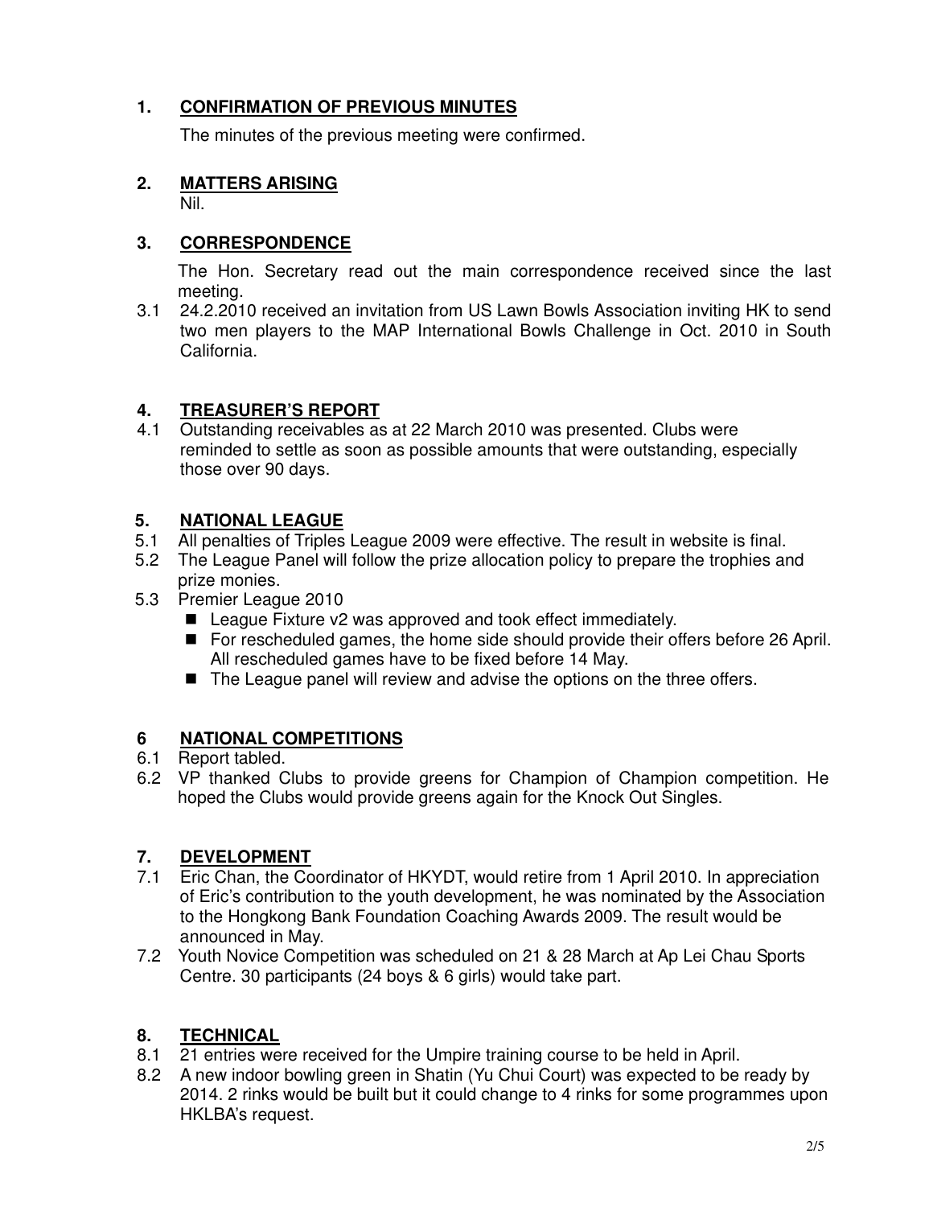## 1. CONFIRMATION OF PREVIOUS MINUTES

The minutes of the previous meeting were confirmed.

## 2. MATTERS ARISING

Nil.

## 3. CORRESPONDENCE

The Hon. Secretary read out the main correspondence received since the last meeting.

3.1 24.2.2010 received an invitation from US Lawn Bowls Association inviting HK to send two men players to the MAP International Bowls Challenge in Oct. 2010 in South California.

## 4. TREASURER'S REPORT

4.1 Outstanding receivables as at 22 March 2010 was presented. Clubs were reminded to settle as soon as possible amounts that were outstanding, especially those over 90 days.

## 5. NATIONAL LEAGUE

5.1 All penalties of Triples League 2009 were effective. The result in website is final.

5.2 The League Panel will follow the prize allocation policy to prepare the trophies and prize monies.

5.3 Premier League 2010

- League Fixture v2 was approved and took effect immediately.
- For rescheduled games, the home side should provide their offers before 26 April. All rescheduled games have to be fixed before 14 May.
- The League panel will review and advise the options on the three offers.

## 6 NATIONAL COMPETITIONS

6.1 Report tabled.

6.2 VP thanked Clubs to provide greens for Champion of Champion competition. He hoped the Clubs would provide greens again for the Knock Out Singles.

## 7. DEVELOPMENT

7.1 Eric Chan, the Coordinator of HKYDT, would retire from 1 April 2010. In appreciation of Eric's contribution to the youth development, he was nominated by the Association to the Hongkong Bank Foundation Coaching Awards 2009. The result would be announced in May.

7.2 Youth Novice Competition was scheduled on 21 & 28 March at Ap Lei Chau Sports Centre. 30 participants (24 boys & 6 girls) would take part.

## 8. TECHNICAL

8.1 21 entries were received for the Umpire training course to be held in April.

8.2 A new indoor bowling green in Shatin (Yu Chui Court) was expected to be ready by 2014. 2 rinks would be built but it could change to 4 rinks for some programmes upon HKLBA's request.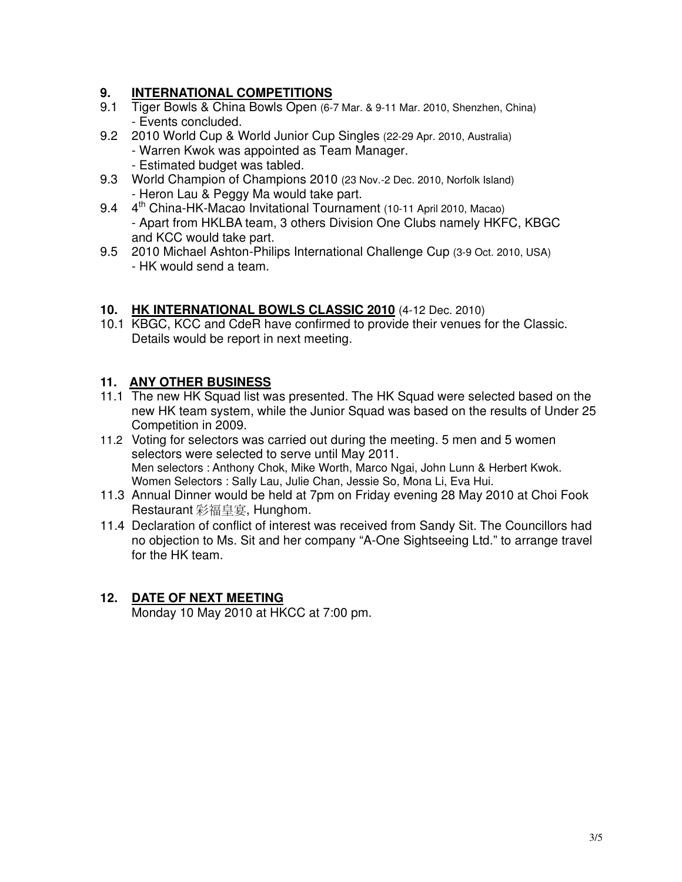## 9. INTERNATIONAL COMPETITIONS

9.1 Tiger Bowls & China Bowls Open (6-7 Mar. & 9-11 Mar. 2010, Shenzhen, China)
- Events concluded.

9.2 2010 World Cup & World Junior Cup Singles (22-29 Apr. 2010, Australia)
- Warren Kwok was appointed as Team Manager.
- Estimated budget was tabled.

9.3 World Champion of Champions 2010 (23 Nov.-2 Dec. 2010, Norfolk Island)
- Heron Lau & Peggy Ma would take part.

9.4 4th China-HK-Macao Invitational Tournament (10-11 April 2010, Macao)
- Apart from HKLBA team, 3 others Division One Clubs namely HKFC, KBGC and KCC would take part.

9.5 2010 Michael Ashton-Philips International Challenge Cup (3-9 Oct. 2010, USA)
- HK would send a team.

## 10. HK INTERNATIONAL BOWLS CLASSIC 2010 (4-12 Dec. 2010)

10.1 KBGC, KCC and CdeR have confirmed to provide their venues for the Classic. Details would be report in next meeting.

## 11. ANY OTHER BUSINESS

11.1 The new HK Squad list was presented. The HK Squad were selected based on the new HK team system, while the Junior Squad was based on the results of Under 25 Competition in 2009.

11.2 Voting for selectors was carried out during the meeting. 5 men and 5 women selectors were selected to serve until May 2011.
Men selectors : Anthony Chok, Mike Worth, Marco Ngai, John Lunn & Herbert Kwok.
Women Selectors : Sally Lau, Julie Chan, Jessie So, Mona Li, Eva Hui.

11.3 Annual Dinner would be held at 7pm on Friday evening 28 May 2010 at Choi Fook Restaurant 彩福皇宴, Hunghom.

11.4 Declaration of conflict of interest was received from Sandy Sit. The Councillors had no objection to Ms. Sit and her company "A-One Sightseeing Ltd." to arrange travel for the HK team.

## 12. DATE OF NEXT MEETING

Monday 10 May 2010 at HKCC at 7:00 pm.